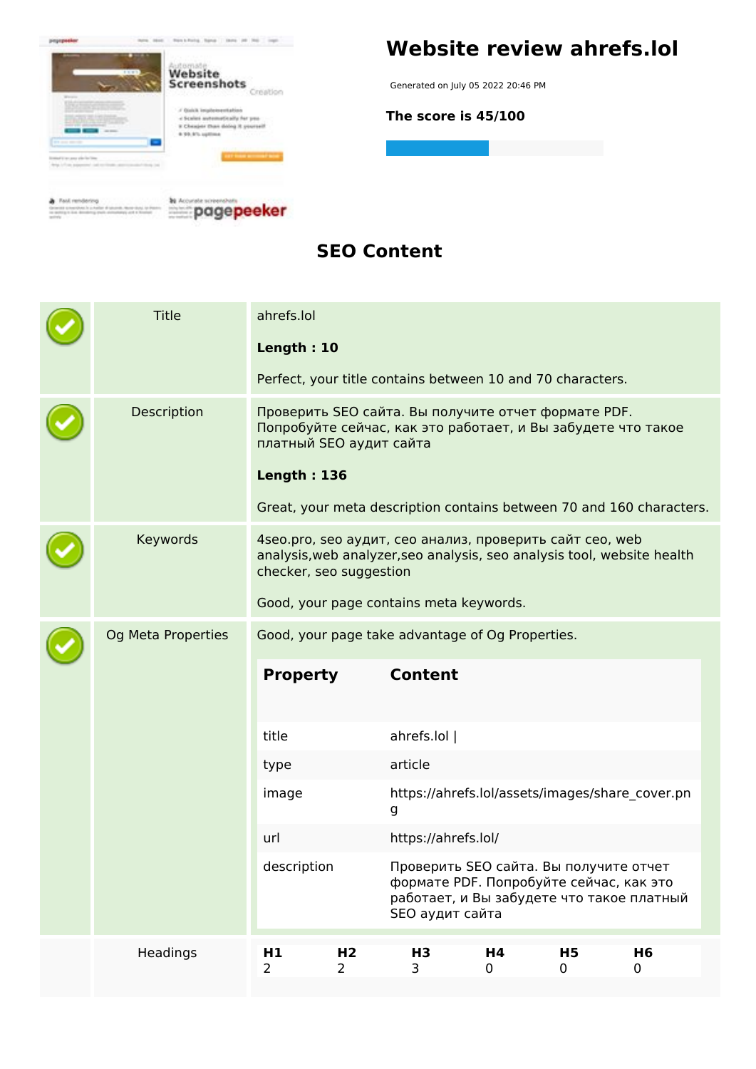# Website review ahrefs.lol

Generated on July 05 2022 20:46 PM

**The score is 45/100**

## SEO Content

| | | |
|---|---|---|
| Title | ahrefs.lol<br><br>**Length : 10**<br><br>Perfect, your title contains between 10 and 70 characters. |
| Description | Проверить SEO сайта. Вы получите отчет формате PDF. Попробуйте сейчас, как это работает, и Вы забудете что такое платный SEO аудит сайта<br><br>**Length : 136**<br><br>Great, your meta description contains between 70 and 160 characters. |
| Keywords | 4seo.pro, seo аудит, сео анализ, проверить сайт сео, web analysis,web analyzer,seo analysis, seo analysis tool, website health checker, seo suggestion<br><br>Good, your page contains meta keywords. |
| Og Meta Properties | Good, your page take advantage of Og Properties. |

| Property | Content |
|---|---|
| title | ahrefs.lol \| |
| type | article |
| image | https://ahrefs.lol/assets/images/share_cover.png |
| url | https://ahrefs.lol/ |
| description | Проверить SEO сайта. Вы получите отчет формате PDF. Попробуйте сейчас, как это работает, и Вы забудете что такое платный SEO аудит сайта |

Headings

| H1 | H2 | H3 | H4 | H5 | H6 |
|---|---|---|---|---|---|
| 2 | 2 | 3 | 0 | 0 | 0 |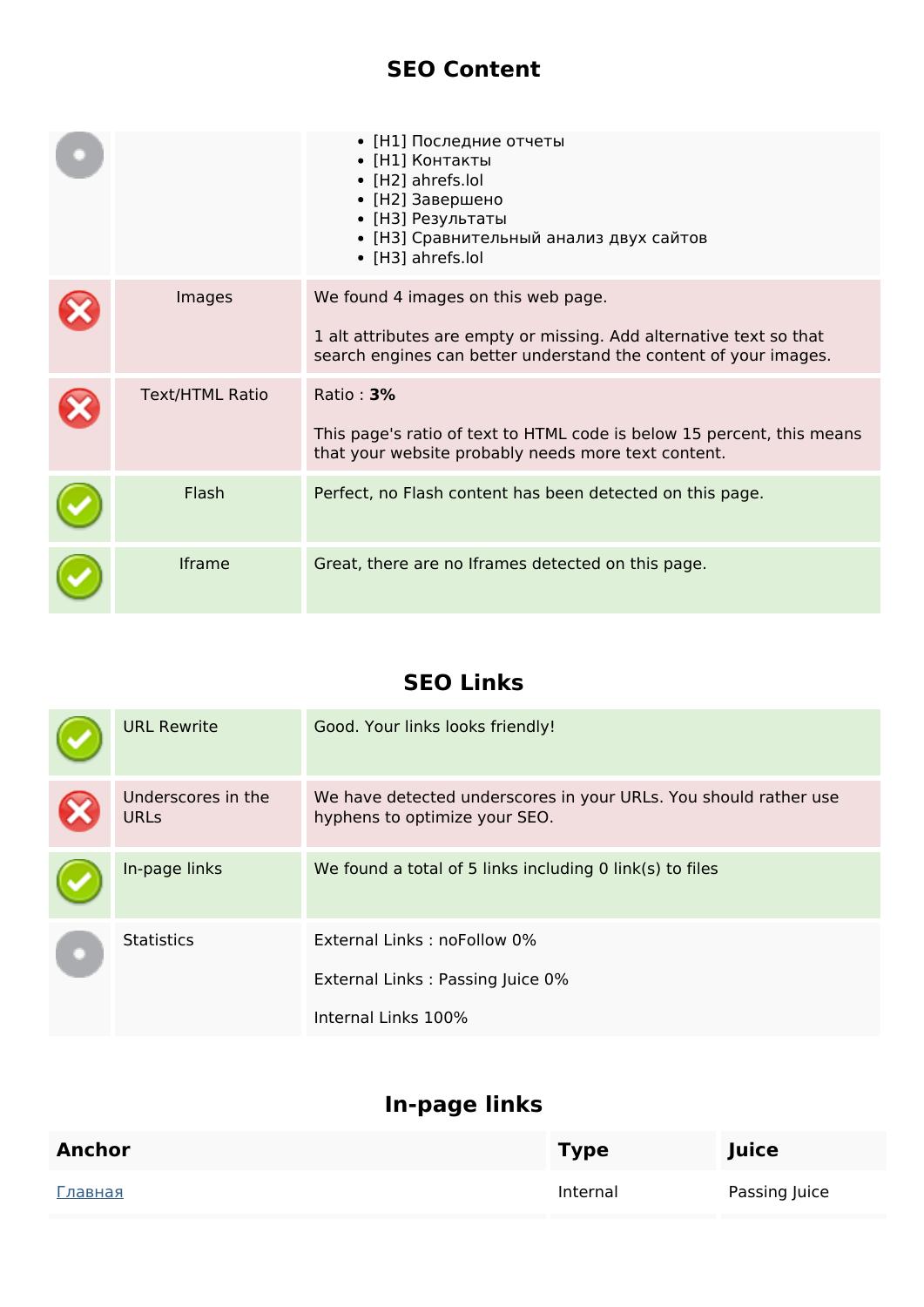## SEO Content

|  |  |  |
|---|---|---|
|  |  | • [H1] Последние отчеты<br>• [H1] Контакты<br>• [H2] ahrefs.lol<br>• [H2] Завершено<br>• [H3] Результаты<br>• [H3] Сравнительный анализ двух сайтов<br>• [H3] ahrefs.lol |
|  | Images | We found 4 images on this web page.<br><br>1 alt attributes are empty or missing. Add alternative text so that search engines can better understand the content of your images. |
|  | Text/HTML Ratio | Ratio : **3%**<br><br>This page's ratio of text to HTML code is below 15 percent, this means that your website probably needs more text content. |
|  | Flash | Perfect, no Flash content has been detected on this page. |
|  | Iframe | Great, there are no Iframes detected on this page. |

## SEO Links

|  |  |  |
|---|---|---|
|  | URL Rewrite | Good. Your links looks friendly! |
|  | Underscores in the URLs | We have detected underscores in your URLs. You should rather use hyphens to optimize your SEO. |
|  | In-page links | We found a total of 5 links including 0 link(s) to files |
|  | Statistics | External Links : noFollow 0%<br><br>External Links : Passing Juice 0%<br><br>Internal Links 100% |

## In-page links

| Anchor | Type | Juice |
|---|---|---|
| Главная | Internal | Passing Juice |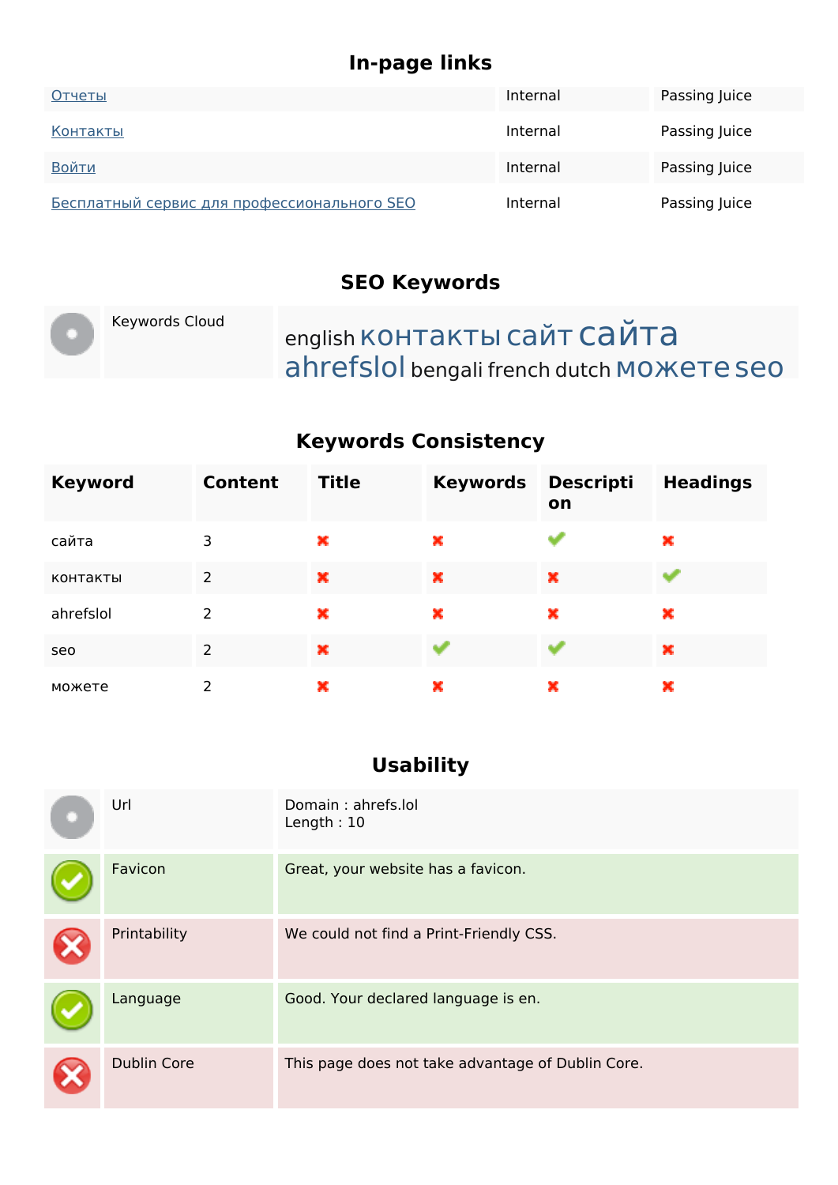## In-page links

| | | |
|---|---|---|
| Отчеты | Internal | Passing Juice |
| Контакты | Internal | Passing Juice |
| Войти | Internal | Passing Juice |
| Бесплатный сервис для профессионального SEO | Internal | Passing Juice |

## SEO Keywords

| | |
|---|---|
| Keywords Cloud | english контакты сайт сайта ahrefslol bengali french dutch можете seo |

## Keywords Consistency

| Keyword | Content | Title | Keywords | Description | Headings |
|---|---|---|---|---|---|
| сайта | 3 | ✗ | ✗ | ✓ | ✗ |
| контакты | 2 | ✗ | ✗ | ✗ | ✓ |
| ahrefslol | 2 | ✗ | ✗ | ✗ | ✗ |
| seo | 2 | ✗ | ✓ | ✓ | ✗ |
| можете | 2 | ✗ | ✗ | ✗ | ✗ |

## Usability

| | |
|---|---|
| Url | Domain : ahrefs.lol<br>Length : 10 |
| Favicon | Great, your website has a favicon. |
| Printability | We could not find a Print-Friendly CSS. |
| Language | Good. Your declared language is en. |
| Dublin Core | This page does not take advantage of Dublin Core. |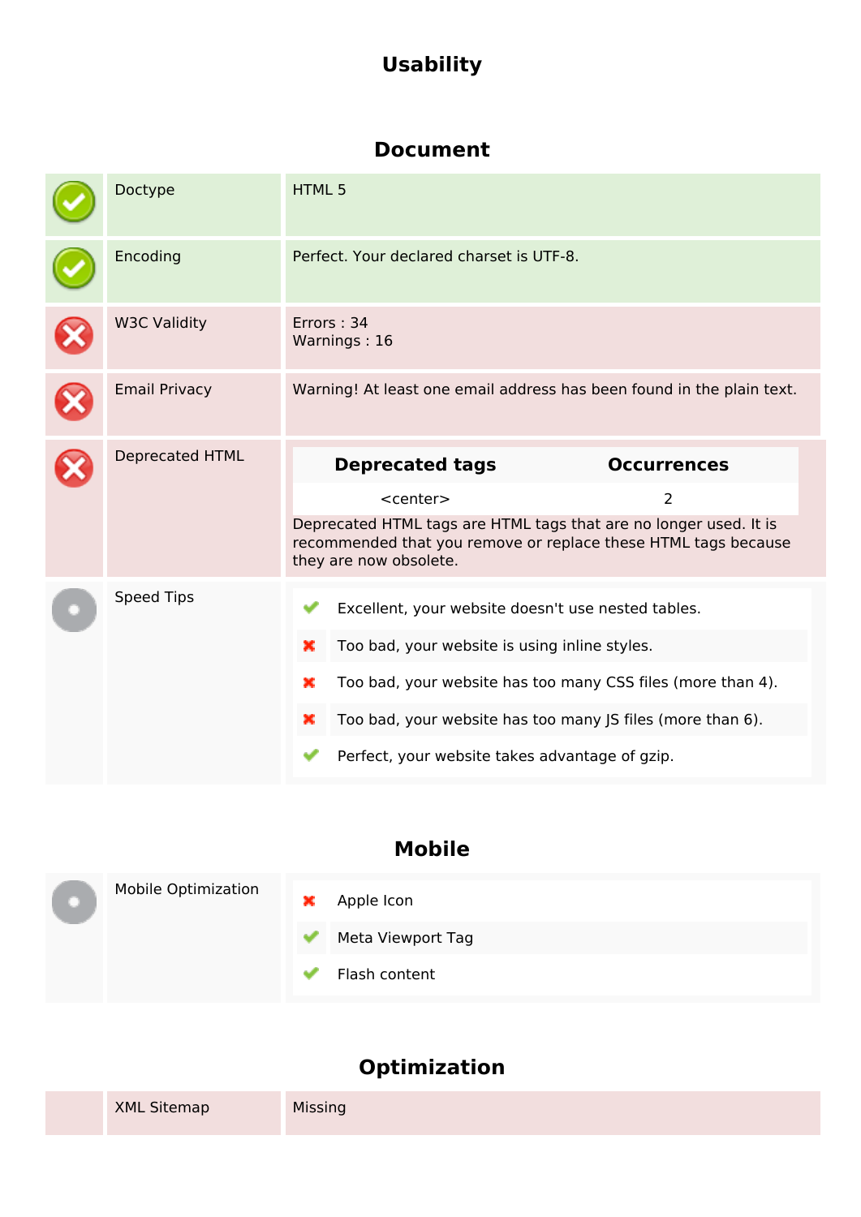# Usability

## Document

| | | |
|---|---|---|
| ✔ | Doctype | HTML 5 |
| ✔ | Encoding | Perfect. Your declared charset is UTF-8. |
| ✘ | W3C Validity | Errors : 34<br>Warnings : 16 |
| ✘ | Email Privacy | Warning! At least one email address has been found in the plain text. |
| ✘ | Deprecated HTML | **Deprecated tags**: &lt;center&gt; — **Occurrences**: 2<br>Deprecated HTML tags are HTML tags that are no longer used. It is recommended that you remove or replace these HTML tags because they are now obsolete. |
| | Speed Tips | ✔ Excellent, your website doesn't use nested tables.<br>✘ Too bad, your website is using inline styles.<br>✘ Too bad, your website has too many CSS files (more than 4).<br>✘ Too bad, your website has too many JS files (more than 6).<br>✔ Perfect, your website takes advantage of gzip. |

## Mobile

| | | |
|---|---|---|
| | Mobile Optimization | ✘ Apple Icon<br>✔ Meta Viewport Tag<br>✔ Flash content |

## Optimization

| | | |
|---|---|---|
| | XML Sitemap | Missing |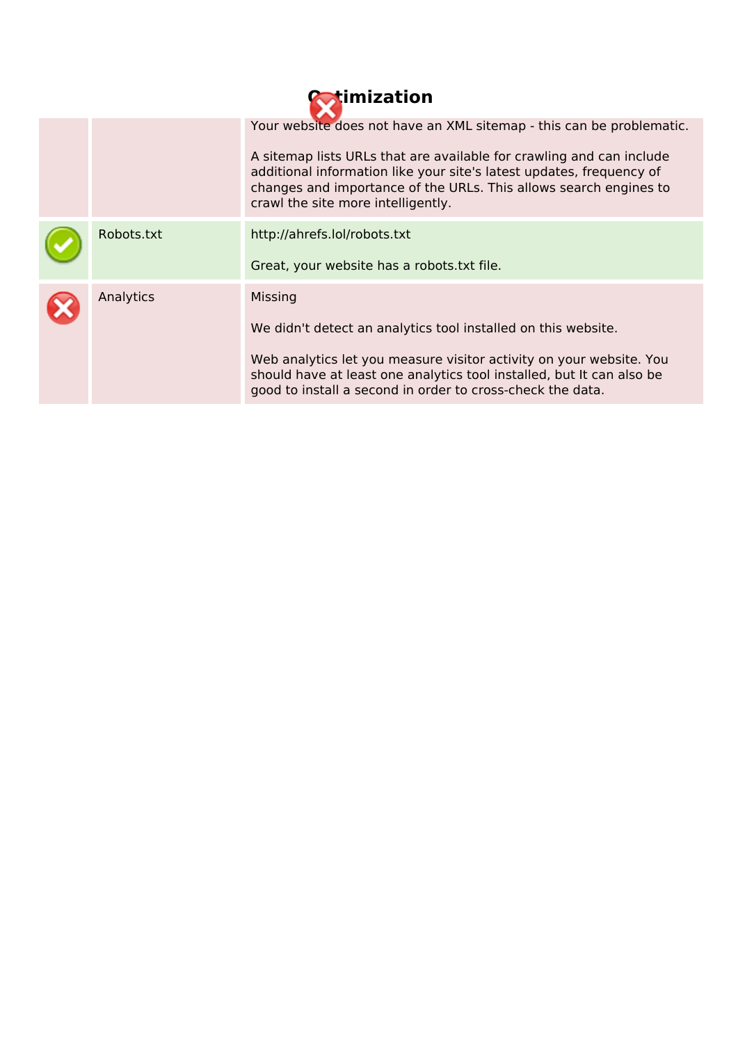## Optimization

| | | |
|---|---|---|
| | | Your website does not have an XML sitemap - this can be problematic.<br><br>A sitemap lists URLs that are available for crawling and can include additional information like your site's latest updates, frequency of changes and importance of the URLs. This allows search engines to crawl the site more intelligently. |
| | Robots.txt | http://ahrefs.lol/robots.txt<br><br>Great, your website has a robots.txt file. |
| | Analytics | Missing<br><br>We didn't detect an analytics tool installed on this website.<br><br>Web analytics let you measure visitor activity on your website. You should have at least one analytics tool installed, but It can also be good to install a second in order to cross-check the data. |